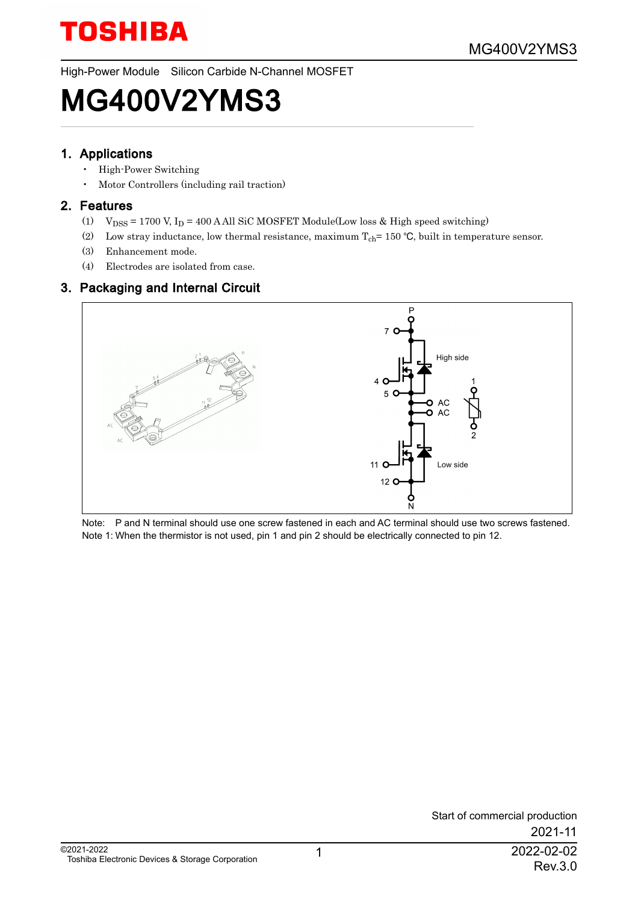High-Power Module　Silicon Carbide N-Channel MOSFET

# MG400V2YMS3

## 1. Applications

- High-Power Switching
- Motor Controllers (including rail traction)

## 2. Features

(1) $V_{DSS}$ = 1700 V, $I_D$ = 400 A All SiC MOSFET Module(Low loss & High speed switching)

(2) Low stray inductance, low thermal resistance, maximum $T_{ch}$= 150 ℃, built in temperature sensor.

(3) Enhancement mode.

(4) Electrodes are isolated from case.

## 3. Packaging and Internal Circuit

Note: P and N terminal should use one screw fastened in each and AC terminal should use two screws fastened.

Note 1: When the thermistor is not used, pin 1 and pin 2 should be electrically connected to pin 12.

Start of commercial production
2021-11

©2021-2022
Toshiba Electronic Devices & Storage Corporation

2022-02-02
Rev.3.0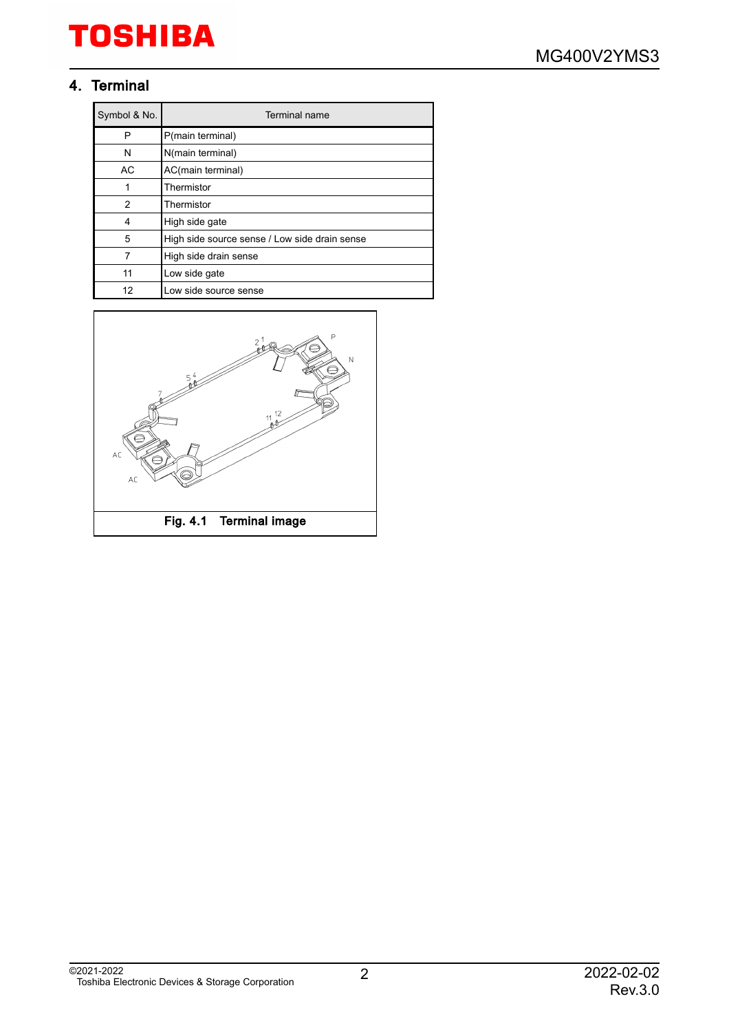## 4. Terminal

| Symbol & No. | Terminal name |
| --- | --- |
| P | P(main terminal) |
| N | N(main terminal) |
| AC | AC(main terminal) |
| 1 | Thermistor |
| 2 | Thermistor |
| 4 | High side gate |
| 5 | High side source sense / Low side drain sense |
| 7 | High side drain sense |
| 11 | Low side gate |
| 12 | Low side source sense |

**Fig. 4.1 Terminal image**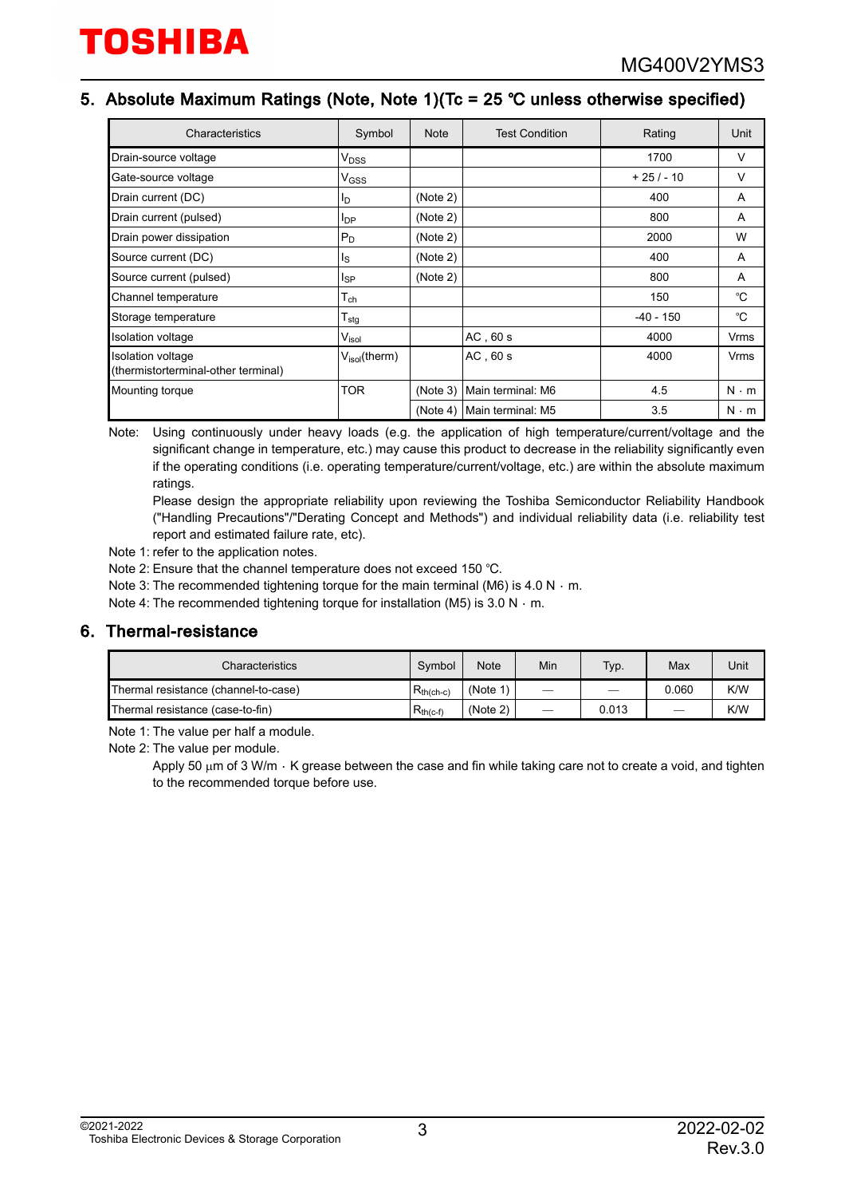## 5. Absolute Maximum Ratings (Note, Note 1)(Tc = 25 ℃ unless otherwise specified)

| Characteristics | Symbol | Note | Test Condition | Rating | Unit |
|---|---|---|---|---|---|
| Drain-source voltage | $V_{DSS}$ | | | 1700 | V |
| Gate-source voltage | $V_{GSS}$ | | | + 25 / - 10 | V |
| Drain current (DC) | $I_D$ | (Note 2) | | 400 | A |
| Drain current (pulsed) | $I_{DP}$ | (Note 2) | | 800 | A |
| Drain power dissipation | $P_D$ | (Note 2) | | 2000 | W |
| Source current (DC) | $I_S$ | (Note 2) | | 400 | A |
| Source current (pulsed) | $I_{SP}$ | (Note 2) | | 800 | A |
| Channel temperature | $T_{ch}$ | | | 150 | ℃ |
| Storage temperature | $T_{stg}$ | | | -40 - 150 | ℃ |
| Isolation voltage | $V_{isol}$ | | AC , 60 s | 4000 | Vrms |
| Isolation voltage (thermistorterminal-other terminal) | $V_{isol}$(therm) | | AC , 60 s | 4000 | Vrms |
| Mounting torque | TOR | (Note 3) | Main terminal: M6 | 4.5 | N · m |
| | | (Note 4) | Main terminal: M5 | 3.5 | N · m |

Note: Using continuously under heavy loads (e.g. the application of high temperature/current/voltage and the significant change in temperature, etc.) may cause this product to decrease in the reliability significantly even if the operating conditions (i.e. operating temperature/current/voltage, etc.) are within the absolute maximum ratings.

Please design the appropriate reliability upon reviewing the Toshiba Semiconductor Reliability Handbook ("Handling Precautions"/"Derating Concept and Methods") and individual reliability data (i.e. reliability test report and estimated failure rate, etc).

Note 1: refer to the application notes.

Note 2: Ensure that the channel temperature does not exceed 150 ℃.

Note 3: The recommended tightening torque for the main terminal (M6) is 4.0 N · m.

Note 4: The recommended tightening torque for installation (M5) is 3.0 N · m.

## 6. Thermal-resistance

| Characteristics | Symbol | Note | Min | Typ. | Max | Unit |
|---|---|---|---|---|---|---|
| Thermal resistance (channel-to-case) | $R_{th(ch-c)}$ | (Note 1) | — | — | 0.060 | K/W |
| Thermal resistance (case-to-fin) | $R_{th(c-f)}$ | (Note 2) | — | 0.013 | — | K/W |

Note 1: The value per half a module.

Note 2: The value per module.

Apply 50 μm of 3 W/m · K grease between the case and fin while taking care not to create a void, and tighten to the recommended torque before use.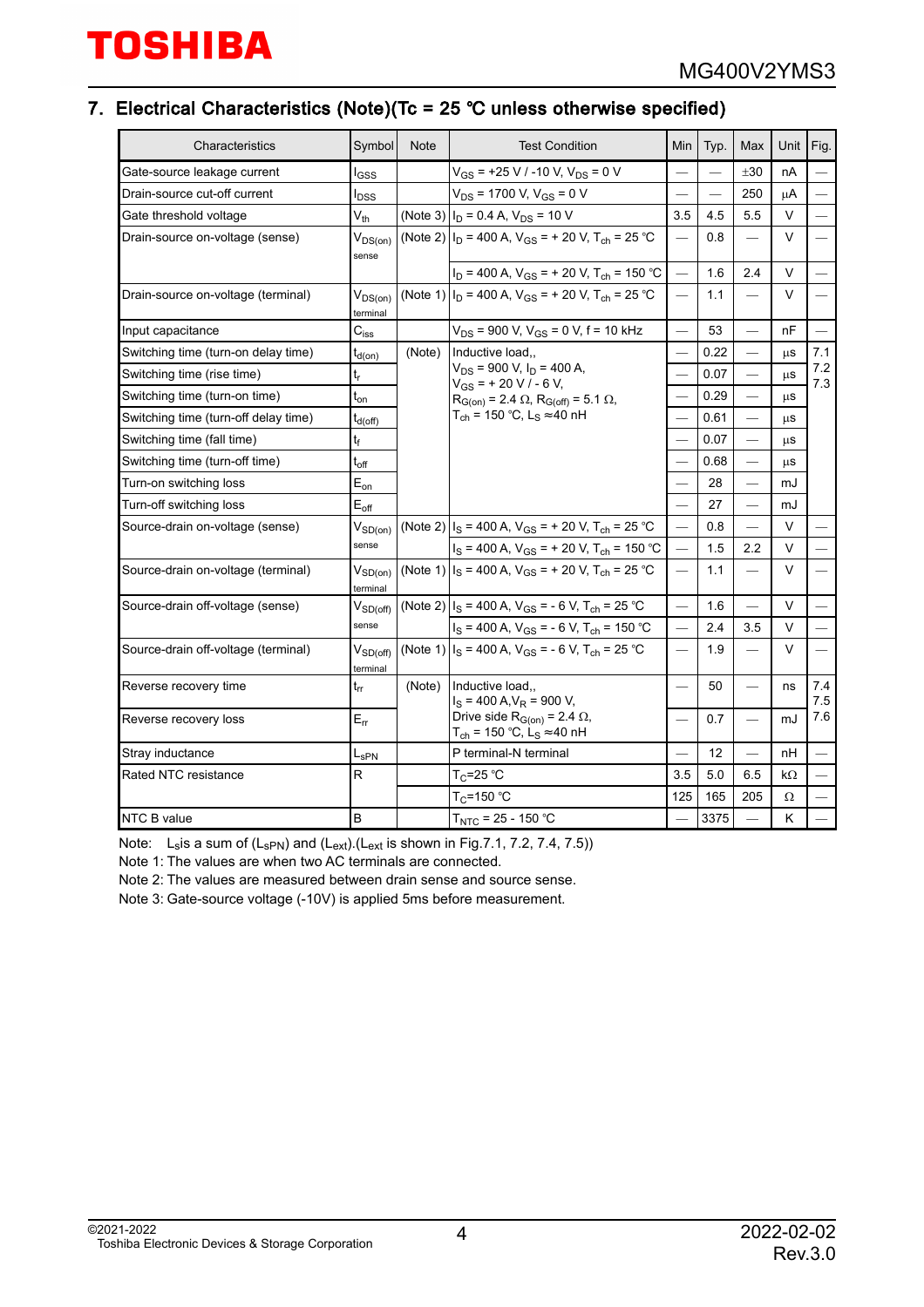## 7. Electrical Characteristics (Note)(Tc = 25 °C unless otherwise specified)

| Characteristics | Symbol | Note | Test Condition | Min | Typ. | Max | Unit | Fig. |
|---|---|---|---|---|---|---|---|---|
| Gate-source leakage current | $I_{GSS}$ | | $V_{GS}$ = +25 V / -10 V, $V_{DS}$ = 0 V | — | — | ±30 | nA | — |
| Drain-source cut-off current | $I_{DSS}$ | | $V_{DS}$ = 1700 V, $V_{GS}$ = 0 V | — | — | 250 | μA | — |
| Gate threshold voltage | $V_{th}$ | (Note 3) | $I_D$ = 0.4 A, $V_{DS}$ = 10 V | 3.5 | 4.5 | 5.5 | V | — |
| Drain-source on-voltage (sense) | $V_{DS(on)}$ sense | (Note 2) | $I_D$ = 400 A, $V_{GS}$ = + 20 V, $T_{ch}$ = 25 °C | — | 0.8 | — | V | — |
| | | | $I_D$ = 400 A, $V_{GS}$ = + 20 V, $T_{ch}$ = 150 °C | — | 1.6 | 2.4 | V | — |
| Drain-source on-voltage (terminal) | $V_{DS(on)}$ terminal | (Note 1) | $I_D$ = 400 A, $V_{GS}$ = + 20 V, $T_{ch}$ = 25 °C | — | 1.1 | — | V | — |
| Input capacitance | $C_{iss}$ | | $V_{DS}$ = 900 V, $V_{GS}$ = 0 V, f = 10 kHz | — | 53 | — | nF | — |
| Switching time (turn-on delay time) | $t_{d(on)}$ | (Note) | Inductive load,, $V_{DS}$ = 900 V, $I_D$ = 400 A, $V_{GS}$ = + 20 V / - 6 V, $R_{G(on)}$ = 2.4 Ω, $R_{G(off)}$ = 5.1 Ω, $T_{ch}$ = 150 °C, $L_S$ ≈40 nH | — | 0.22 | — | μs | 7.1 7.2 7.3 |
| Switching time (rise time) | $t_r$ | | | — | 0.07 | — | μs | |
| Switching time (turn-on time) | $t_{on}$ | | | — | 0.29 | — | μs | |
| Switching time (turn-off delay time) | $t_{d(off)}$ | | | — | 0.61 | — | μs | |
| Switching time (fall time) | $t_f$ | | | — | 0.07 | — | μs | |
| Switching time (turn-off time) | $t_{off}$ | | | — | 0.68 | — | μs | |
| Turn-on switching loss | $E_{on}$ | | | — | 28 | — | mJ | |
| Turn-off switching loss | $E_{off}$ | | | — | 27 | — | mJ | |
| Source-drain on-voltage (sense) | $V_{SD(on)}$ sense | (Note 2) | $I_S$ = 400 A, $V_{GS}$ = + 20 V, $T_{ch}$ = 25 °C | — | 0.8 | — | V | — |
| | | | $I_S$ = 400 A, $V_{GS}$ = + 20 V, $T_{ch}$ = 150 °C | — | 1.5 | 2.2 | V | — |
| Source-drain on-voltage (terminal) | $V_{SD(on)}$ terminal | (Note 1) | $I_S$ = 400 A, $V_{GS}$ = + 20 V, $T_{ch}$ = 25 °C | — | 1.1 | — | V | — |
| Source-drain off-voltage (sense) | $V_{SD(off)}$ sense | (Note 2) | $I_S$ = 400 A, $V_{GS}$ = - 6 V, $T_{ch}$ = 25 °C | — | 1.6 | — | V | — |
| | | | $I_S$ = 400 A, $V_{GS}$ = - 6 V, $T_{ch}$ = 150 °C | — | 2.4 | 3.5 | V | — |
| Source-drain off-voltage (terminal) | $V_{SD(off)}$ terminal | (Note 1) | $I_S$ = 400 A, $V_{GS}$ = - 6 V, $T_{ch}$ = 25 °C | — | 1.9 | — | V | — |
| Reverse recovery time | $t_{rr}$ | (Note) | Inductive load,, $I_S$ = 400 A, $V_R$ = 900 V, Drive side $R_{G(on)}$ = 2.4 Ω, $T_{ch}$ = 150 °C, $L_S$ ≈40 nH | — | 50 | — | ns | 7.4 7.5 7.6 |
| Reverse recovery loss | $E_{rr}$ | | | — | 0.7 | — | mJ | |
| Stray inductance | $L_{sPN}$ | | P terminal-N terminal | — | 12 | — | nH | — |
| Rated NTC resistance | R | | $T_C$=25 °C | 3.5 | 5.0 | 6.5 | kΩ | — |
| | | | $T_C$=150 °C | 125 | 165 | 205 | Ω | — |
| NTC B value | B | | $T_{NTC}$ = 25 - 150 °C | — | 3375 | — | K | — |

Note: $L_S$is a sum of ($L_{sPN}$) and ($L_{ext}$).($L_{ext}$ is shown in Fig.7.1, 7.2, 7.4, 7.5))

Note 1: The values are when two AC terminals are connected.

Note 2: The values are measured between drain sense and source sense.

Note 3: Gate-source voltage (-10V) is applied 5ms before measurement.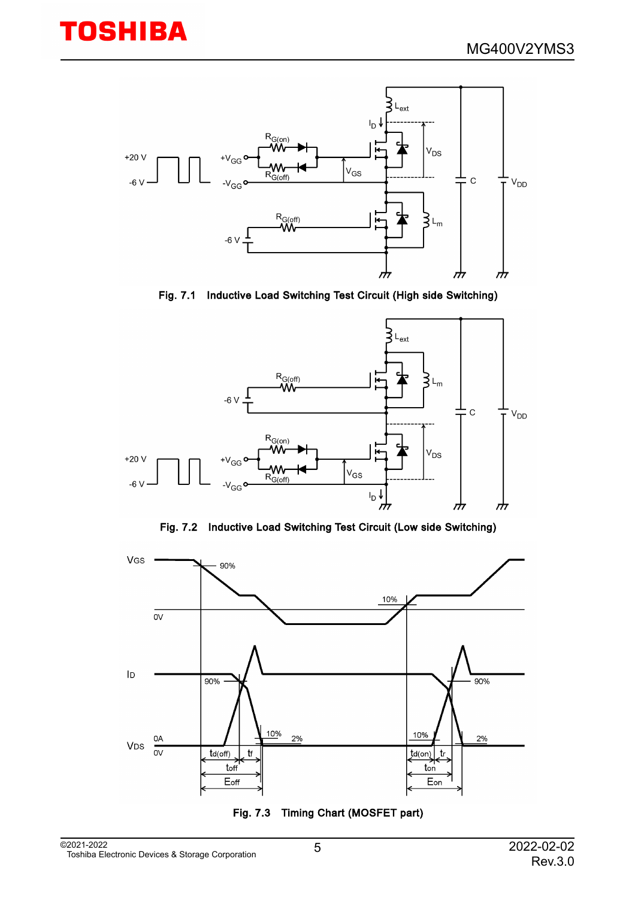Fig. 7.1 Inductive Load Switching Test Circuit (High side Switching)

Fig. 7.2 Inductive Load Switching Test Circuit (Low side Switching)

Fig. 7.3 Timing Chart (MOSFET part)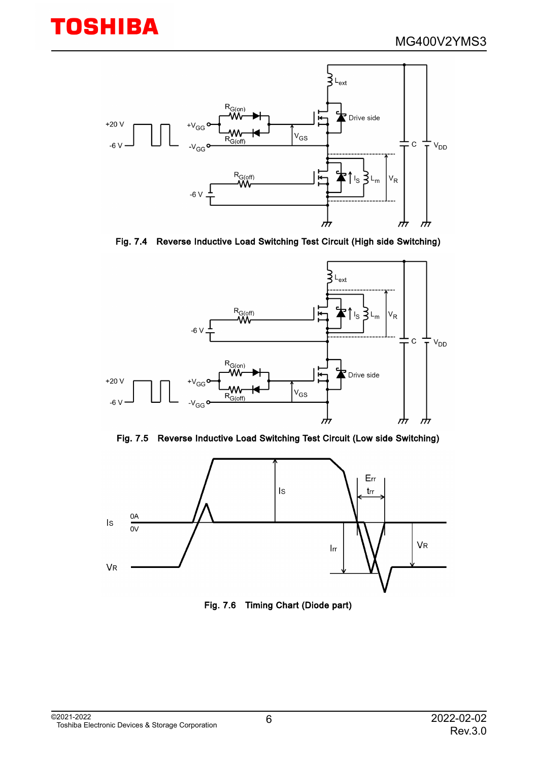Fig. 7.4 Reverse Inductive Load Switching Test Circuit (High side Switching)

Fig. 7.5 Reverse Inductive Load Switching Test Circuit (Low side Switching)

Fig. 7.6 Timing Chart (Diode part)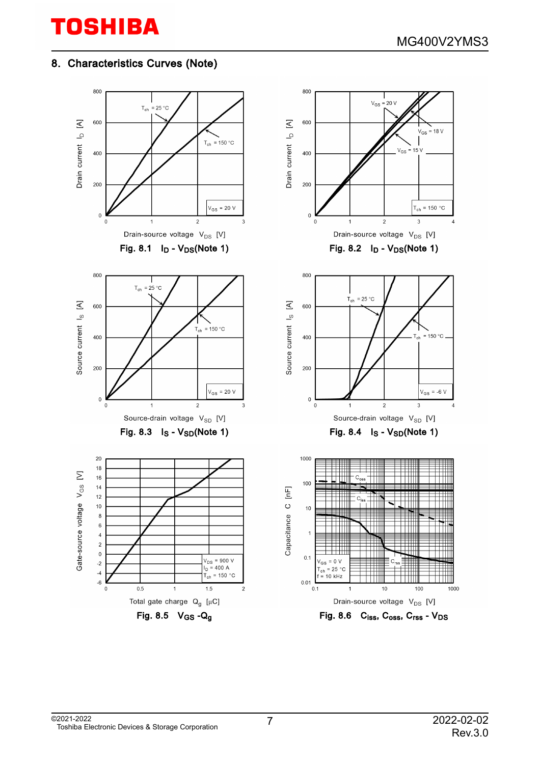## 8. Characteristics Curves (Note)

Fig. 8.1 $I_D$ - $V_{DS}$(Note 1)

Fig. 8.2 $I_D$ - $V_{DS}$(Note 1)

Fig. 8.3 $I_S$ - $V_{SD}$(Note 1)

Fig. 8.4 $I_S$ - $V_{SD}$(Note 1)

Fig. 8.5 $V_{GS}$ -$Q_g$

Fig. 8.6 $C_{iss}$, $C_{oss}$, $C_{rss}$ - $V_{DS}$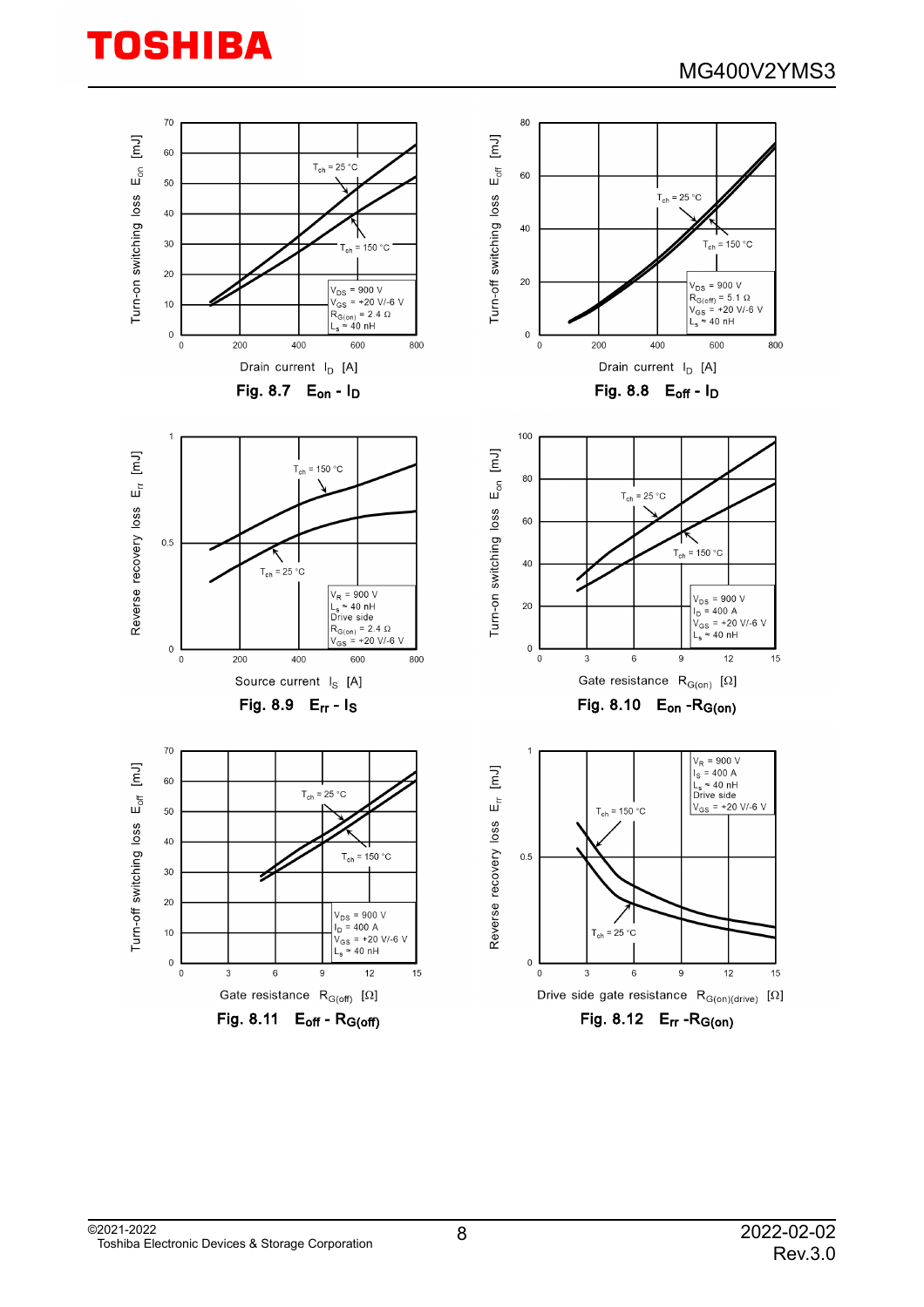Fig. 8.7 $E_{on}$ - $I_D$

Fig. 8.8 $E_{off}$ - $I_D$

Fig. 8.9 $E_{rr}$ - $I_S$

Fig. 8.10 $E_{on}$ -$R_{G(on)}$

Fig. 8.11 $E_{off}$ - $R_{G(off)}$

Fig. 8.12 $E_{rr}$ -$R_{G(on)}$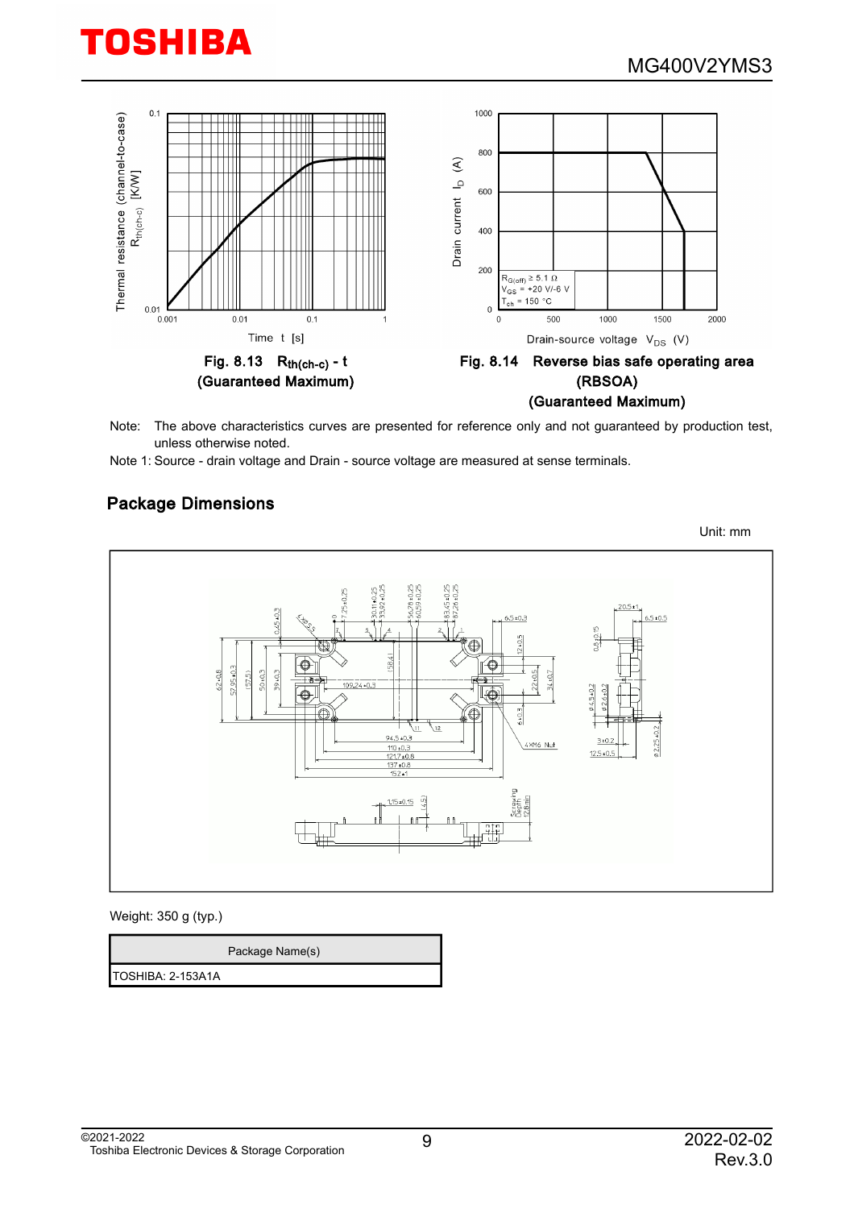Fig. 8.13 $R_{th(ch-c)}$ - t (Guaranteed Maximum)

Fig. 8.14 Reverse bias safe operating area (RBSOA) (Guaranteed Maximum)

Note: The above characteristics curves are presented for reference only and not guaranteed by production test, unless otherwise noted.

Note 1: Source - drain voltage and Drain - source voltage are measured at sense terminals.

## Package Dimensions

Unit: mm

Weight: 350 g (typ.)

| Package Name(s) |
| --- |
| TOSHIBA: 2-153A1A |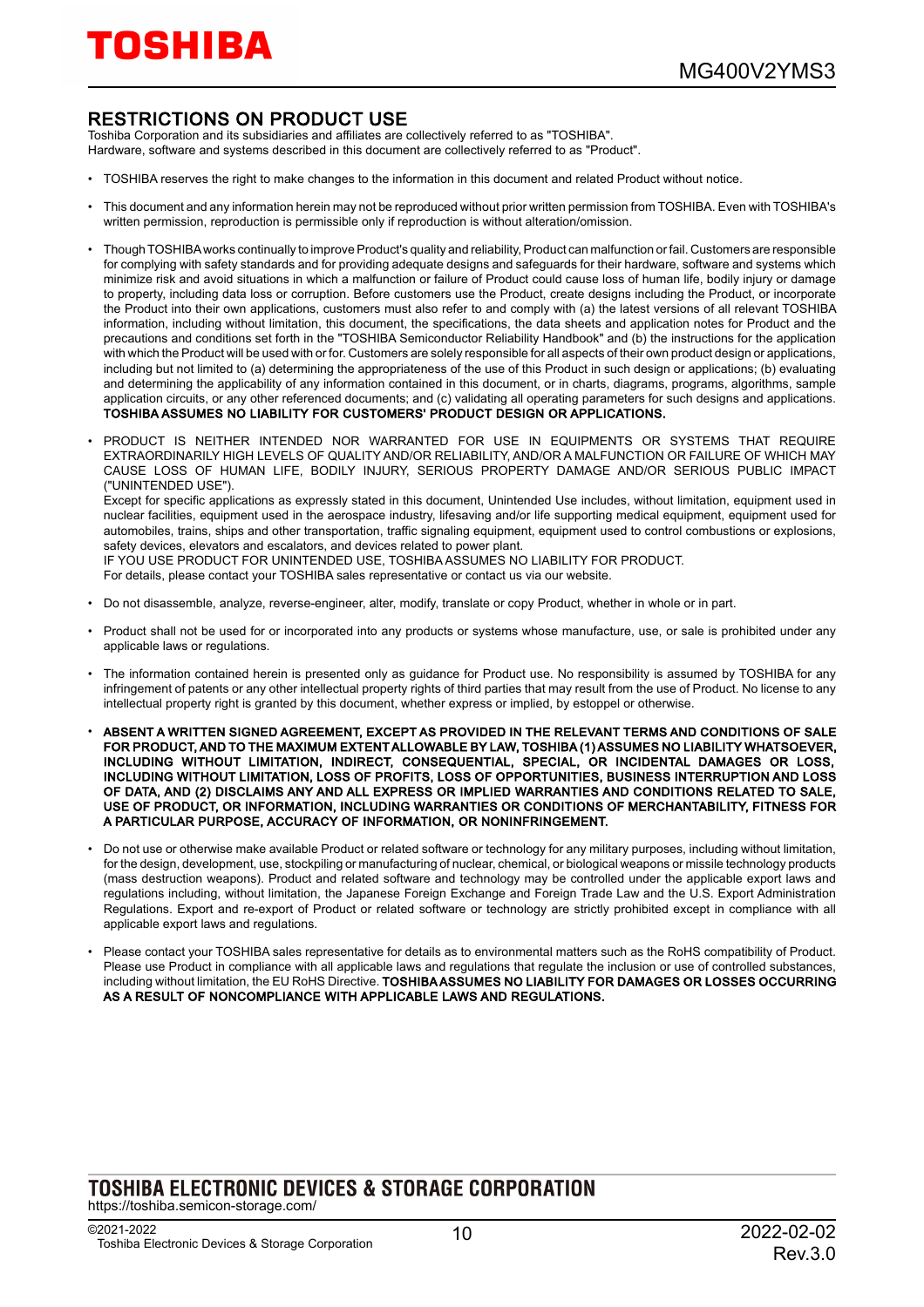## RESTRICTIONS ON PRODUCT USE

Toshiba Corporation and its subsidiaries and affiliates are collectively referred to as "TOSHIBA".
Hardware, software and systems described in this document are collectively referred to as "Product".

- TOSHIBA reserves the right to make changes to the information in this document and related Product without notice.
- This document and any information herein may not be reproduced without prior written permission from TOSHIBA. Even with TOSHIBA's written permission, reproduction is permissible only if reproduction is without alteration/omission.
- Though TOSHIBA works continually to improve Product's quality and reliability, Product can malfunction or fail. Customers are responsible for complying with safety standards and for providing adequate designs and safeguards for their hardware, software and systems which minimize risk and avoid situations in which a malfunction or failure of Product could cause loss of human life, bodily injury or damage to property, including data loss or corruption. Before customers use the Product, create designs including the Product, or incorporate the Product into their own applications, customers must also refer to and comply with (a) the latest versions of all relevant TOSHIBA information, including without limitation, this document, the specifications, the data sheets and application notes for Product and the precautions and conditions set forth in the "TOSHIBA Semiconductor Reliability Handbook" and (b) the instructions for the application with which the Product will be used with or for. Customers are solely responsible for all aspects of their own product design or applications, including but not limited to (a) determining the appropriateness of the use of this Product in such design or applications; (b) evaluating and determining the applicability of any information contained in this document, or in charts, diagrams, programs, algorithms, sample application circuits, or any other referenced documents; and (c) validating all operating parameters for such designs and applications. **TOSHIBA ASSUMES NO LIABILITY FOR CUSTOMERS' PRODUCT DESIGN OR APPLICATIONS.**
- PRODUCT IS NEITHER INTENDED NOR WARRANTED FOR USE IN EQUIPMENTS OR SYSTEMS THAT REQUIRE EXTRAORDINARILY HIGH LEVELS OF QUALITY AND/OR RELIABILITY, AND/OR A MALFUNCTION OR FAILURE OF WHICH MAY CAUSE LOSS OF HUMAN LIFE, BODILY INJURY, SERIOUS PROPERTY DAMAGE AND/OR SERIOUS PUBLIC IMPACT ("UNINTENDED USE").
  Except for specific applications as expressly stated in this document, Unintended Use includes, without limitation, equipment used in nuclear facilities, equipment used in the aerospace industry, lifesaving and/or life supporting medical equipment, equipment used for automobiles, trains, ships and other transportation, traffic signaling equipment, equipment used to control combustions or explosions, safety devices, elevators and escalators, and devices related to power plant.
  IF YOU USE PRODUCT FOR UNINTENDED USE, TOSHIBA ASSUMES NO LIABILITY FOR PRODUCT.
  For details, please contact your TOSHIBA sales representative or contact us via our website.
- Do not disassemble, analyze, reverse-engineer, alter, modify, translate or copy Product, whether in whole or in part.
- Product shall not be used for or incorporated into any products or systems whose manufacture, use, or sale is prohibited under any applicable laws or regulations.
- The information contained herein is presented only as guidance for Product use. No responsibility is assumed by TOSHIBA for any infringement of patents or any other intellectual property rights of third parties that may result from the use of Product. No license to any intellectual property right is granted by this document, whether express or implied, by estoppel or otherwise.
- **ABSENT A WRITTEN SIGNED AGREEMENT, EXCEPT AS PROVIDED IN THE RELEVANT TERMS AND CONDITIONS OF SALE FOR PRODUCT, AND TO THE MAXIMUM EXTENT ALLOWABLE BY LAW, TOSHIBA (1) ASSUMES NO LIABILITY WHATSOEVER, INCLUDING WITHOUT LIMITATION, INDIRECT, CONSEQUENTIAL, SPECIAL, OR INCIDENTAL DAMAGES OR LOSS, INCLUDING WITHOUT LIMITATION, LOSS OF PROFITS, LOSS OF OPPORTUNITIES, BUSINESS INTERRUPTION AND LOSS OF DATA, AND (2) DISCLAIMS ANY AND ALL EXPRESS OR IMPLIED WARRANTIES AND CONDITIONS RELATED TO SALE, USE OF PRODUCT, OR INFORMATION, INCLUDING WARRANTIES OR CONDITIONS OF MERCHANTABILITY, FITNESS FOR A PARTICULAR PURPOSE, ACCURACY OF INFORMATION, OR NONINFRINGEMENT.**
- Do not use or otherwise make available Product or related software or technology for any military purposes, including without limitation, for the design, development, use, stockpiling or manufacturing of nuclear, chemical, or biological weapons or missile technology products (mass destruction weapons). Product and related software and technology may be controlled under the applicable export laws and regulations including, without limitation, the Japanese Foreign Exchange and Foreign Trade Law and the U.S. Export Administration Regulations. Export and re-export of Product or related software or technology are strictly prohibited except in compliance with all applicable export laws and regulations.
- Please contact your TOSHIBA sales representative for details as to environmental matters such as the RoHS compatibility of Product. Please use Product in compliance with all applicable laws and regulations that regulate the inclusion or use of controlled substances, including without limitation, the EU RoHS Directive. **TOSHIBA ASSUMES NO LIABILITY FOR DAMAGES OR LOSSES OCCURRING AS A RESULT OF NONCOMPLIANCE WITH APPLICABLE LAWS AND REGULATIONS.**

**TOSHIBA ELECTRONIC DEVICES & STORAGE CORPORATION**

https://toshiba.semicon-storage.com/